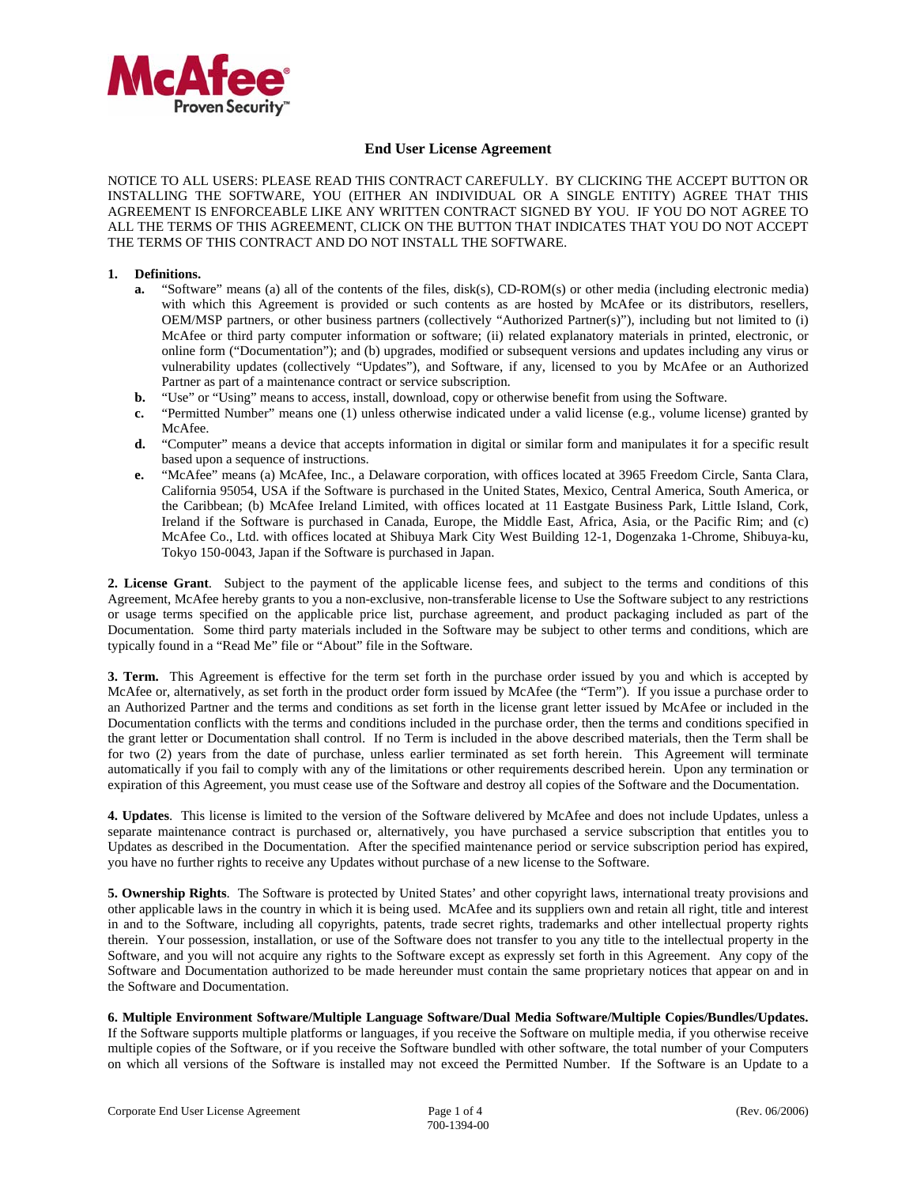McAfee Proven Security™

# End User License Agreement

NOTICE TO ALL USERS: PLEASE READ THIS CONTRACT CAREFULLY. BY CLICKING THE ACCEPT BUTTON OR INSTALLING THE SOFTWARE, YOU (EITHER AN INDIVIDUAL OR A SINGLE ENTITY) AGREE THAT THIS AGREEMENT IS ENFORCEABLE LIKE ANY WRITTEN CONTRACT SIGNED BY YOU. IF YOU DO NOT AGREE TO ALL THE TERMS OF THIS AGREEMENT, CLICK ON THE BUTTON THAT INDICATES THAT YOU DO NOT ACCEPT THE TERMS OF THIS CONTRACT AND DO NOT INSTALL THE SOFTWARE.

**1. Definitions.**

- **a.** "Software" means (a) all of the contents of the files, disk(s), CD-ROM(s) or other media (including electronic media) with which this Agreement is provided or such contents as are hosted by McAfee or its distributors, resellers, OEM/MSP partners, or other business partners (collectively "Authorized Partner(s)"), including but not limited to (i) McAfee or third party computer information or software; (ii) related explanatory materials in printed, electronic, or online form ("Documentation"); and (b) upgrades, modified or subsequent versions and updates including any virus or vulnerability updates (collectively "Updates"), and Software, if any, licensed to you by McAfee or an Authorized Partner as part of a maintenance contract or service subscription.
- **b.** "Use" or "Using" means to access, install, download, copy or otherwise benefit from using the Software.
- **c.** "Permitted Number" means one (1) unless otherwise indicated under a valid license (e.g., volume license) granted by McAfee.
- **d.** "Computer" means a device that accepts information in digital or similar form and manipulates it for a specific result based upon a sequence of instructions.
- **e.** "McAfee" means (a) McAfee, Inc., a Delaware corporation, with offices located at 3965 Freedom Circle, Santa Clara, California 95054, USA if the Software is purchased in the United States, Mexico, Central America, South America, or the Caribbean; (b) McAfee Ireland Limited, with offices located at 11 Eastgate Business Park, Little Island, Cork, Ireland if the Software is purchased in Canada, Europe, the Middle East, Africa, Asia, or the Pacific Rim; and (c) McAfee Co., Ltd. with offices located at Shibuya Mark City West Building 12-1, Dogenzaka 1-Chrome, Shibuya-ku, Tokyo 150-0043, Japan if the Software is purchased in Japan.

**2. License Grant**. Subject to the payment of the applicable license fees, and subject to the terms and conditions of this Agreement, McAfee hereby grants to you a non-exclusive, non-transferable license to Use the Software subject to any restrictions or usage terms specified on the applicable price list, purchase agreement, and product packaging included as part of the Documentation. Some third party materials included in the Software may be subject to other terms and conditions, which are typically found in a "Read Me" file or "About" file in the Software.

**3. Term.** This Agreement is effective for the term set forth in the purchase order issued by you and which is accepted by McAfee or, alternatively, as set forth in the product order form issued by McAfee (the "Term"). If you issue a purchase order to an Authorized Partner and the terms and conditions as set forth in the license grant letter issued by McAfee or included in the Documentation conflicts with the terms and conditions included in the purchase order, then the terms and conditions specified in the grant letter or Documentation shall control. If no Term is included in the above described materials, then the Term shall be for two (2) years from the date of purchase, unless earlier terminated as set forth herein. This Agreement will terminate automatically if you fail to comply with any of the limitations or other requirements described herein. Upon any termination or expiration of this Agreement, you must cease use of the Software and destroy all copies of the Software and the Documentation.

**4. Updates**. This license is limited to the version of the Software delivered by McAfee and does not include Updates, unless a separate maintenance contract is purchased or, alternatively, you have purchased a service subscription that entitles you to Updates as described in the Documentation. After the specified maintenance period or service subscription period has expired, you have no further rights to receive any Updates without purchase of a new license to the Software.

**5. Ownership Rights**. The Software is protected by United States' and other copyright laws, international treaty provisions and other applicable laws in the country in which it is being used. McAfee and its suppliers own and retain all right, title and interest in and to the Software, including all copyrights, patents, trade secret rights, trademarks and other intellectual property rights therein. Your possession, installation, or use of the Software does not transfer to you any title to the intellectual property in the Software, and you will not acquire any rights to the Software except as expressly set forth in this Agreement. Any copy of the Software and Documentation authorized to be made hereunder must contain the same proprietary notices that appear on and in the Software and Documentation.

**6. Multiple Environment Software/Multiple Language Software/Dual Media Software/Multiple Copies/Bundles/Updates.** If the Software supports multiple platforms or languages, if you receive the Software on multiple media, if you otherwise receive multiple copies of the Software, or if you receive the Software bundled with other software, the total number of your Computers on which all versions of the Software is installed may not exceed the Permitted Number. If the Software is an Update to a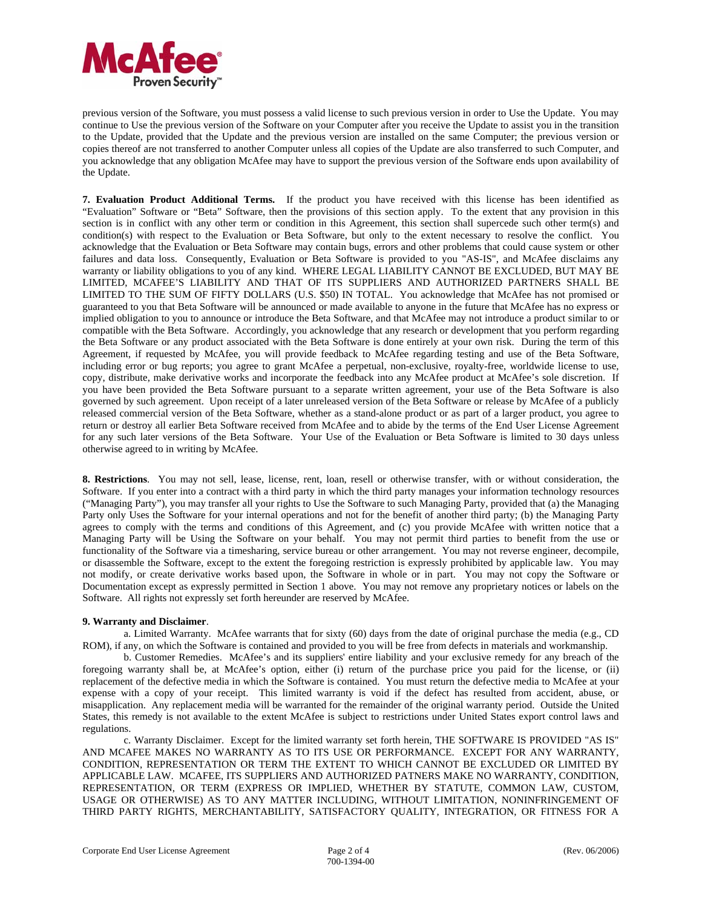previous version of the Software, you must possess a valid license to such previous version in order to Use the Update. You may continue to Use the previous version of the Software on your Computer after you receive the Update to assist you in the transition to the Update, provided that the Update and the previous version are installed on the same Computer; the previous version or copies thereof are not transferred to another Computer unless all copies of the Update are also transferred to such Computer, and you acknowledge that any obligation McAfee may have to support the previous version of the Software ends upon availability of the Update.

**7. Evaluation Product Additional Terms.** If the product you have received with this license has been identified as "Evaluation" Software or "Beta" Software, then the provisions of this section apply. To the extent that any provision in this section is in conflict with any other term or condition in this Agreement, this section shall supercede such other term(s) and condition(s) with respect to the Evaluation or Beta Software, but only to the extent necessary to resolve the conflict. You acknowledge that the Evaluation or Beta Software may contain bugs, errors and other problems that could cause system or other failures and data loss. Consequently, Evaluation or Beta Software is provided to you "AS-IS", and McAfee disclaims any warranty or liability obligations to you of any kind. WHERE LEGAL LIABILITY CANNOT BE EXCLUDED, BUT MAY BE LIMITED, MCAFEE'S LIABILITY AND THAT OF ITS SUPPLIERS AND AUTHORIZED PARTNERS SHALL BE LIMITED TO THE SUM OF FIFTY DOLLARS (U.S. $50) IN TOTAL. You acknowledge that McAfee has not promised or guaranteed to you that Beta Software will be announced or made available to anyone in the future that McAfee has no express or implied obligation to you to announce or introduce the Beta Software, and that McAfee may not introduce a product similar to or compatible with the Beta Software. Accordingly, you acknowledge that any research or development that you perform regarding the Beta Software or any product associated with the Beta Software is done entirely at your own risk. During the term of this Agreement, if requested by McAfee, you will provide feedback to McAfee regarding testing and use of the Beta Software, including error or bug reports; you agree to grant McAfee a perpetual, non-exclusive, royalty-free, worldwide license to use, copy, distribute, make derivative works and incorporate the feedback into any McAfee product at McAfee's sole discretion. If you have been provided the Beta Software pursuant to a separate written agreement, your use of the Beta Software is also governed by such agreement. Upon receipt of a later unreleased version of the Beta Software or release by McAfee of a publicly released commercial version of the Beta Software, whether as a stand-alone product or as part of a larger product, you agree to return or destroy all earlier Beta Software received from McAfee and to abide by the terms of the End User License Agreement for any such later versions of the Beta Software. Your Use of the Evaluation or Beta Software is limited to 30 days unless otherwise agreed to in writing by McAfee.

**8. Restrictions**. You may not sell, lease, license, rent, loan, resell or otherwise transfer, with or without consideration, the Software. If you enter into a contract with a third party in which the third party manages your information technology resources ("Managing Party"), you may transfer all your rights to Use the Software to such Managing Party, provided that (a) the Managing Party only Uses the Software for your internal operations and not for the benefit of another third party; (b) the Managing Party agrees to comply with the terms and conditions of this Agreement, and (c) you provide McAfee with written notice that a Managing Party will be Using the Software on your behalf. You may not permit third parties to benefit from the use or functionality of the Software via a timesharing, service bureau or other arrangement. You may not reverse engineer, decompile, or disassemble the Software, except to the extent the foregoing restriction is expressly prohibited by applicable law. You may not modify, or create derivative works based upon, the Software in whole or in part. You may not copy the Software or Documentation except as expressly permitted in Section 1 above. You may not remove any proprietary notices or labels on the Software. All rights not expressly set forth hereunder are reserved by McAfee.

**9. Warranty and Disclaimer**.

a. Limited Warranty. McAfee warrants that for sixty (60) days from the date of original purchase the media (e.g., CD ROM), if any, on which the Software is contained and provided to you will be free from defects in materials and workmanship.

b. Customer Remedies. McAfee's and its suppliers' entire liability and your exclusive remedy for any breach of the foregoing warranty shall be, at McAfee's option, either (i) return of the purchase price you paid for the license, or (ii) replacement of the defective media in which the Software is contained. You must return the defective media to McAfee at your expense with a copy of your receipt. This limited warranty is void if the defect has resulted from accident, abuse, or misapplication. Any replacement media will be warranted for the remainder of the original warranty period. Outside the United States, this remedy is not available to the extent McAfee is subject to restrictions under United States export control laws and regulations.

c. Warranty Disclaimer. Except for the limited warranty set forth herein, THE SOFTWARE IS PROVIDED "AS IS" AND MCAFEE MAKES NO WARRANTY AS TO ITS USE OR PERFORMANCE. EXCEPT FOR ANY WARRANTY, CONDITION, REPRESENTATION OR TERM THE EXTENT TO WHICH CANNOT BE EXCLUDED OR LIMITED BY APPLICABLE LAW. MCAFEE, ITS SUPPLIERS AND AUTHORIZED PATNERS MAKE NO WARRANTY, CONDITION, REPRESENTATION, OR TERM (EXPRESS OR IMPLIED, WHETHER BY STATUTE, COMMON LAW, CUSTOM, USAGE OR OTHERWISE) AS TO ANY MATTER INCLUDING, WITHOUT LIMITATION, NONINFRINGEMENT OF THIRD PARTY RIGHTS, MERCHANTABILITY, SATISFACTORY QUALITY, INTEGRATION, OR FITNESS FOR A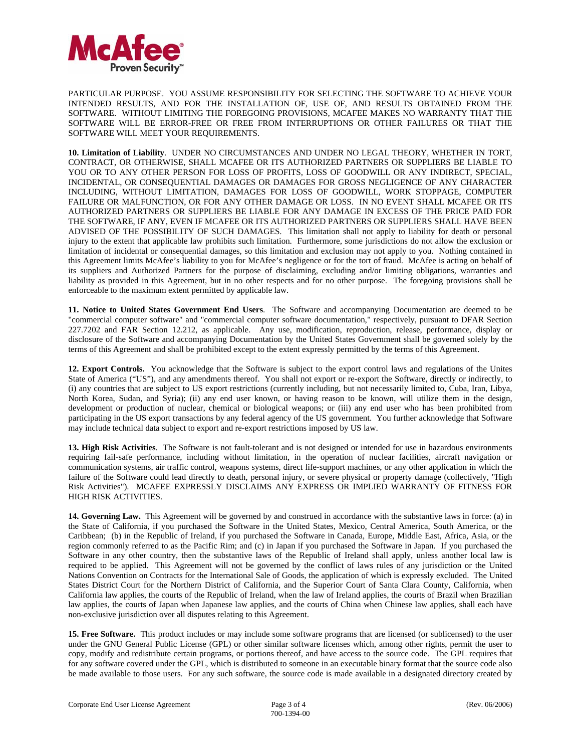PARTICULAR PURPOSE. YOU ASSUME RESPONSIBILITY FOR SELECTING THE SOFTWARE TO ACHIEVE YOUR INTENDED RESULTS, AND FOR THE INSTALLATION OF, USE OF, AND RESULTS OBTAINED FROM THE SOFTWARE. WITHOUT LIMITING THE FOREGOING PROVISIONS, MCAFEE MAKES NO WARRANTY THAT THE SOFTWARE WILL BE ERROR-FREE OR FREE FROM INTERRUPTIONS OR OTHER FAILURES OR THAT THE SOFTWARE WILL MEET YOUR REQUIREMENTS.

**10. Limitation of Liability**. UNDER NO CIRCUMSTANCES AND UNDER NO LEGAL THEORY, WHETHER IN TORT, CONTRACT, OR OTHERWISE, SHALL MCAFEE OR ITS AUTHORIZED PARTNERS OR SUPPLIERS BE LIABLE TO YOU OR TO ANY OTHER PERSON FOR LOSS OF PROFITS, LOSS OF GOODWILL OR ANY INDIRECT, SPECIAL, INCIDENTAL, OR CONSEQUENTIAL DAMAGES OR DAMAGES FOR GROSS NEGLIGENCE OF ANY CHARACTER INCLUDING, WITHOUT LIMITATION, DAMAGES FOR LOSS OF GOODWILL, WORK STOPPAGE, COMPUTER FAILURE OR MALFUNCTION, OR FOR ANY OTHER DAMAGE OR LOSS. IN NO EVENT SHALL MCAFEE OR ITS AUTHORIZED PARTNERS OR SUPPLIERS BE LIABLE FOR ANY DAMAGE IN EXCESS OF THE PRICE PAID FOR THE SOFTWARE, IF ANY, EVEN IF MCAFEE OR ITS AUTHORIZED PARTNERS OR SUPPLIERS SHALL HAVE BEEN ADVISED OF THE POSSIBILITY OF SUCH DAMAGES. This limitation shall not apply to liability for death or personal injury to the extent that applicable law prohibits such limitation. Furthermore, some jurisdictions do not allow the exclusion or limitation of incidental or consequential damages, so this limitation and exclusion may not apply to you. Nothing contained in this Agreement limits McAfee's liability to you for McAfee's negligence or for the tort of fraud. McAfee is acting on behalf of its suppliers and Authorized Partners for the purpose of disclaiming, excluding and/or limiting obligations, warranties and liability as provided in this Agreement, but in no other respects and for no other purpose. The foregoing provisions shall be enforceable to the maximum extent permitted by applicable law.

**11. Notice to United States Government End Users**. The Software and accompanying Documentation are deemed to be "commercial computer software" and "commercial computer software documentation," respectively, pursuant to DFAR Section 227.7202 and FAR Section 12.212, as applicable. Any use, modification, reproduction, release, performance, display or disclosure of the Software and accompanying Documentation by the United States Government shall be governed solely by the terms of this Agreement and shall be prohibited except to the extent expressly permitted by the terms of this Agreement.

**12. Export Controls.** You acknowledge that the Software is subject to the export control laws and regulations of the Unites State of America ("US"), and any amendments thereof. You shall not export or re-export the Software, directly or indirectly, to (i) any countries that are subject to US export restrictions (currently including, but not necessarily limited to, Cuba, Iran, Libya, North Korea, Sudan, and Syria); (ii) any end user known, or having reason to be known, will utilize them in the design, development or production of nuclear, chemical or biological weapons; or (iii) any end user who has been prohibited from participating in the US export transactions by any federal agency of the US government. You further acknowledge that Software may include technical data subject to export and re-export restrictions imposed by US law.

**13. High Risk Activities**. The Software is not fault-tolerant and is not designed or intended for use in hazardous environments requiring fail-safe performance, including without limitation, in the operation of nuclear facilities, aircraft navigation or communication systems, air traffic control, weapons systems, direct life-support machines, or any other application in which the failure of the Software could lead directly to death, personal injury, or severe physical or property damage (collectively, "High Risk Activities"). MCAFEE EXPRESSLY DISCLAIMS ANY EXPRESS OR IMPLIED WARRANTY OF FITNESS FOR HIGH RISK ACTIVITIES.

**14. Governing Law.** This Agreement will be governed by and construed in accordance with the substantive laws in force: (a) in the State of California, if you purchased the Software in the United States, Mexico, Central America, South America, or the Caribbean; (b) in the Republic of Ireland, if you purchased the Software in Canada, Europe, Middle East, Africa, Asia, or the region commonly referred to as the Pacific Rim; and (c) in Japan if you purchased the Software in Japan. If you purchased the Software in any other country, then the substantive laws of the Republic of Ireland shall apply, unless another local law is required to be applied. This Agreement will not be governed by the conflict of laws rules of any jurisdiction or the United Nations Convention on Contracts for the International Sale of Goods, the application of which is expressly excluded. The United States District Court for the Northern District of California, and the Superior Court of Santa Clara County, California, when California law applies, the courts of the Republic of Ireland, when the law of Ireland applies, the courts of Brazil when Brazilian law applies, the courts of Japan when Japanese law applies, and the courts of China when Chinese law applies, shall each have non-exclusive jurisdiction over all disputes relating to this Agreement.

**15. Free Software.** This product includes or may include some software programs that are licensed (or sublicensed) to the user under the GNU General Public License (GPL) or other similar software licenses which, among other rights, permit the user to copy, modify and redistribute certain programs, or portions thereof, and have access to the source code. The GPL requires that for any software covered under the GPL, which is distributed to someone in an executable binary format that the source code also be made available to those users. For any such software, the source code is made available in a designated directory created by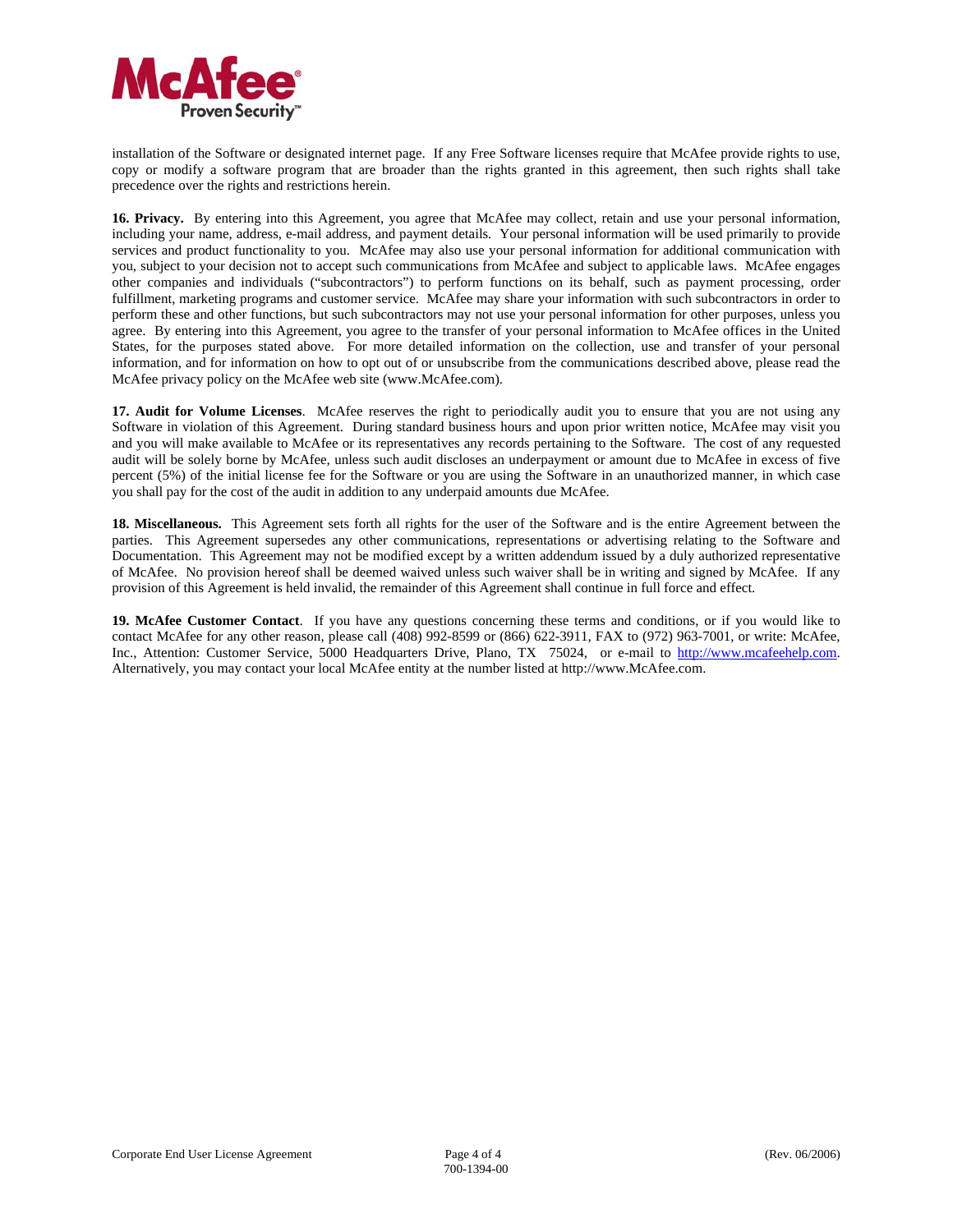installation of the Software or designated internet page. If any Free Software licenses require that McAfee provide rights to use, copy or modify a software program that are broader than the rights granted in this agreement, then such rights shall take precedence over the rights and restrictions herein.

**16. Privacy.** By entering into this Agreement, you agree that McAfee may collect, retain and use your personal information, including your name, address, e-mail address, and payment details. Your personal information will be used primarily to provide services and product functionality to you. McAfee may also use your personal information for additional communication with you, subject to your decision not to accept such communications from McAfee and subject to applicable laws. McAfee engages other companies and individuals ("subcontractors") to perform functions on its behalf, such as payment processing, order fulfillment, marketing programs and customer service. McAfee may share your information with such subcontractors in order to perform these and other functions, but such subcontractors may not use your personal information for other purposes, unless you agree. By entering into this Agreement, you agree to the transfer of your personal information to McAfee offices in the United States, for the purposes stated above. For more detailed information on the collection, use and transfer of your personal information, and for information on how to opt out of or unsubscribe from the communications described above, please read the McAfee privacy policy on the McAfee web site (www.McAfee.com).

**17. Audit for Volume Licenses**. McAfee reserves the right to periodically audit you to ensure that you are not using any Software in violation of this Agreement. During standard business hours and upon prior written notice, McAfee may visit you and you will make available to McAfee or its representatives any records pertaining to the Software. The cost of any requested audit will be solely borne by McAfee, unless such audit discloses an underpayment or amount due to McAfee in excess of five percent (5%) of the initial license fee for the Software or you are using the Software in an unauthorized manner, in which case you shall pay for the cost of the audit in addition to any underpaid amounts due McAfee.

**18. Miscellaneous.** This Agreement sets forth all rights for the user of the Software and is the entire Agreement between the parties. This Agreement supersedes any other communications, representations or advertising relating to the Software and Documentation. This Agreement may not be modified except by a written addendum issued by a duly authorized representative of McAfee. No provision hereof shall be deemed waived unless such waiver shall be in writing and signed by McAfee. If any provision of this Agreement is held invalid, the remainder of this Agreement shall continue in full force and effect.

**19. McAfee Customer Contact**. If you have any questions concerning these terms and conditions, or if you would like to contact McAfee for any other reason, please call (408) 992-8599 or (866) 622-3911, FAX to (972) 963-7001, or write: McAfee, Inc., Attention: Customer Service, 5000 Headquarters Drive, Plano, TX 75024, or e-mail to http://www.mcafeehelp.com. Alternatively, you may contact your local McAfee entity at the number listed at http://www.McAfee.com.